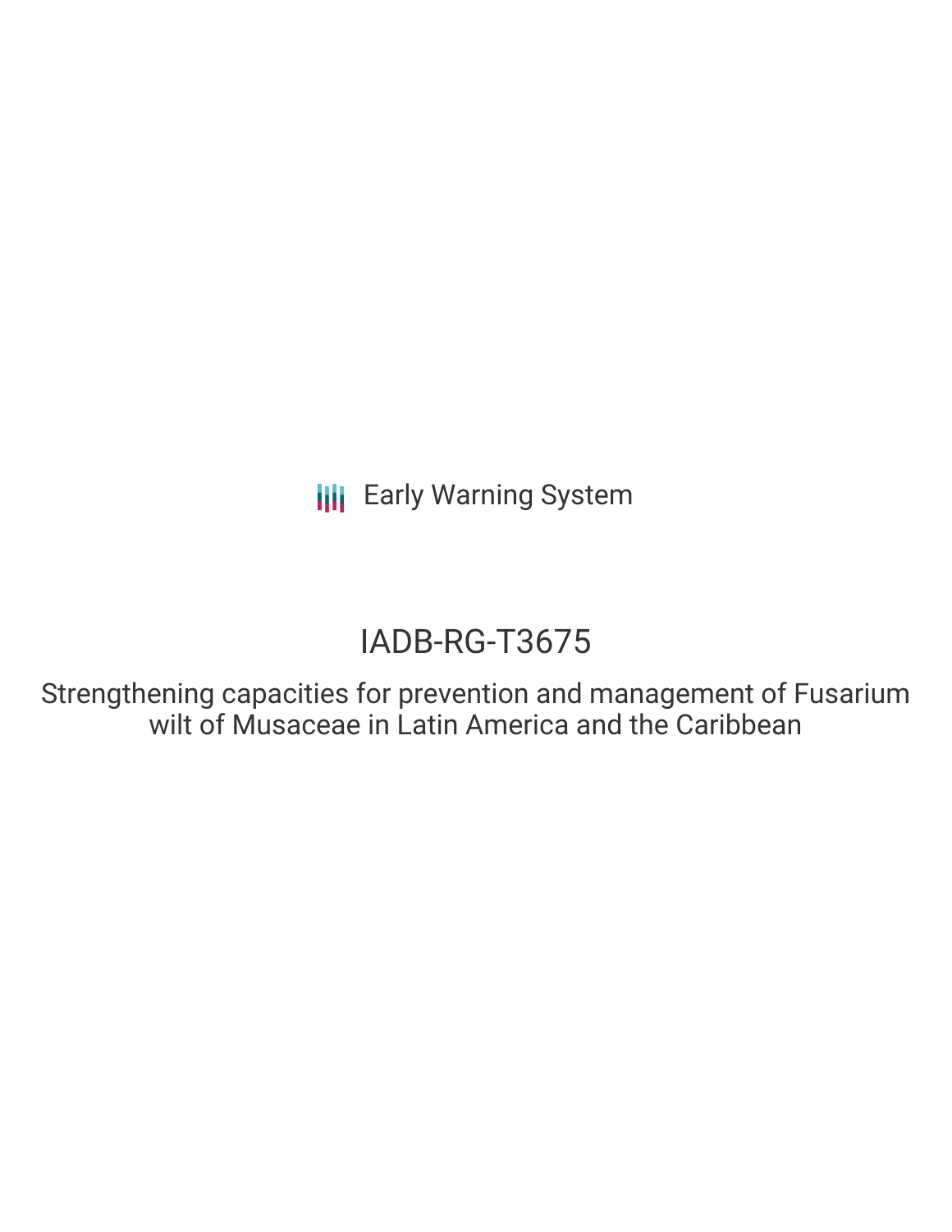Early Warning System

# IADB-RG-T3675

Strengthening capacities for prevention and management of Fusarium wilt of Musaceae in Latin America and the Caribbean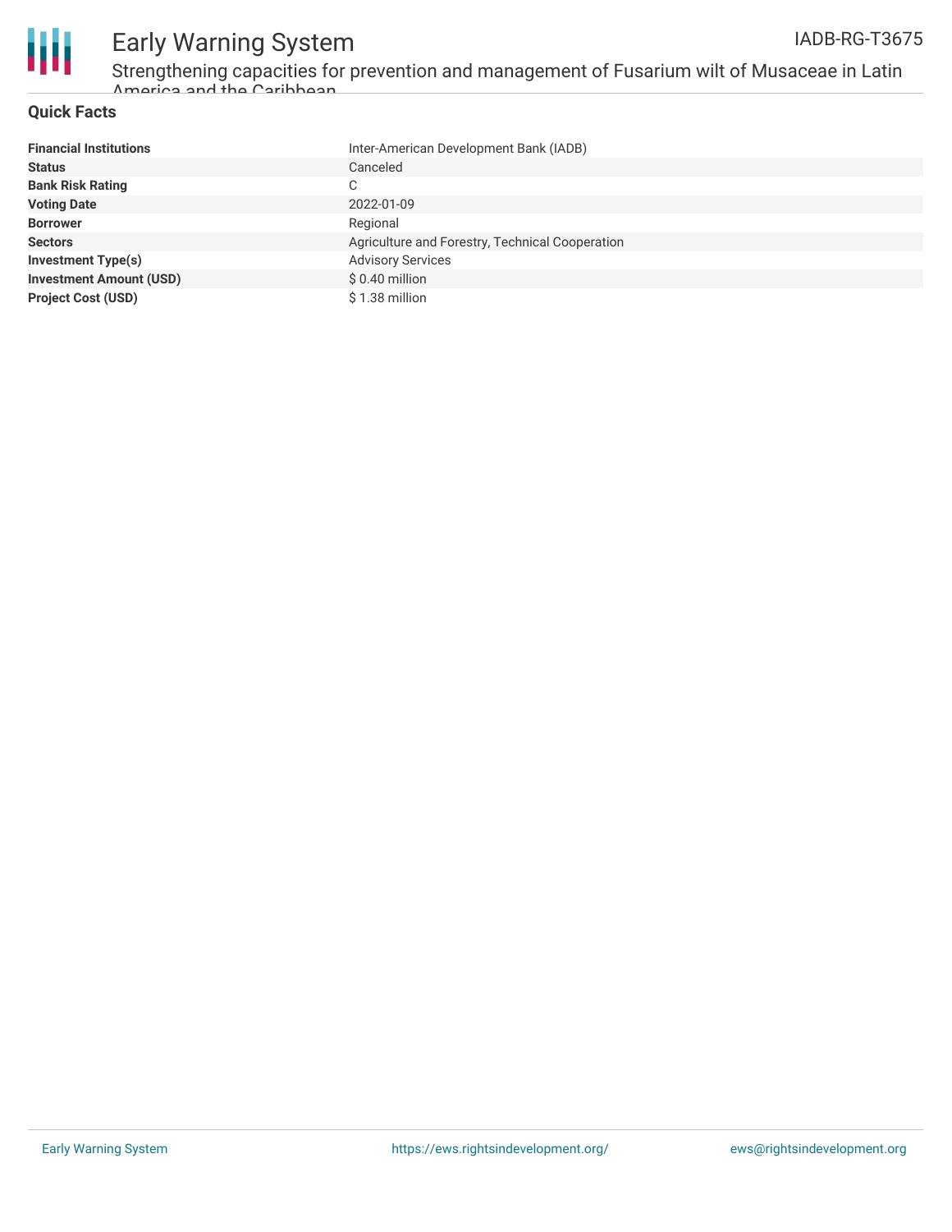# Early Warning System

IADB-RG-T3675

Strengthening capacities for prevention and management of Fusarium wilt of Musaceae in Latin America and the Caribbean

## Quick Facts

| | |
|---|---|
| **Financial Institutions** | Inter-American Development Bank (IADB) |
| **Status** | Canceled |
| **Bank Risk Rating** | C |
| **Voting Date** | 2022-01-09 |
| **Borrower** | Regional |
| **Sectors** | Agriculture and Forestry, Technical Cooperation |
| **Investment Type(s)** | Advisory Services |
| **Investment Amount (USD)** | $ 0.40 million |
| **Project Cost (USD)** | $ 1.38 million |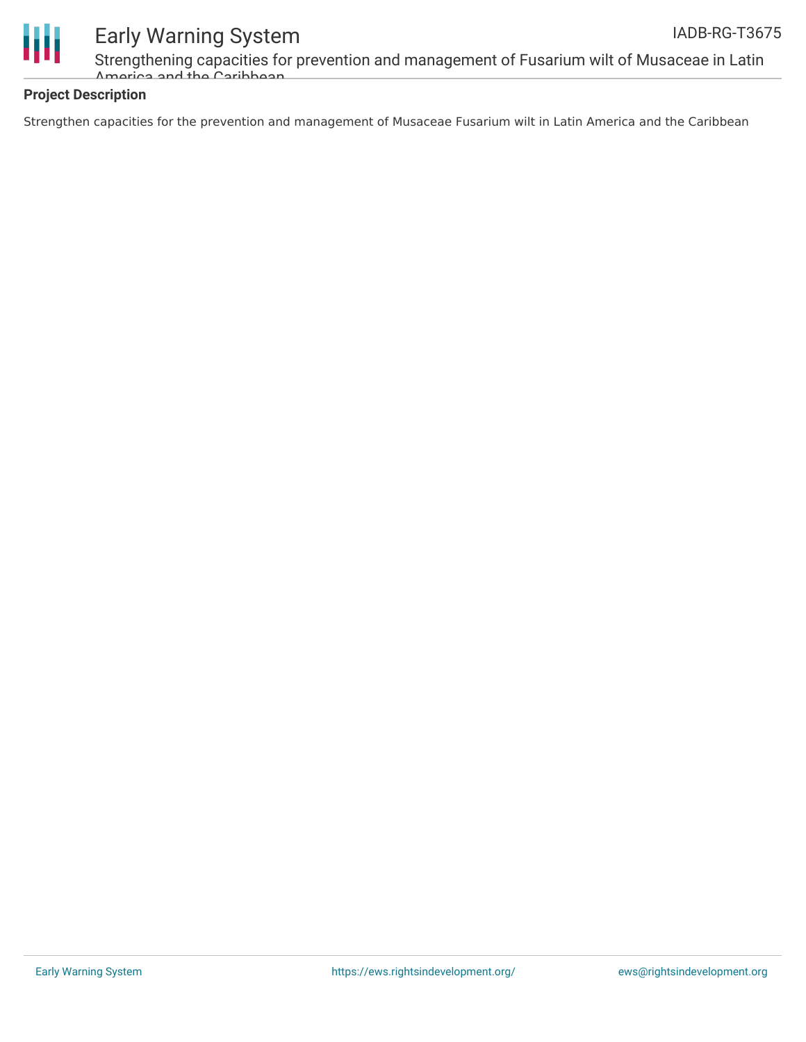## Project Description

Strengthen capacities for the prevention and management of Musaceae Fusarium wilt in Latin America and the Caribbean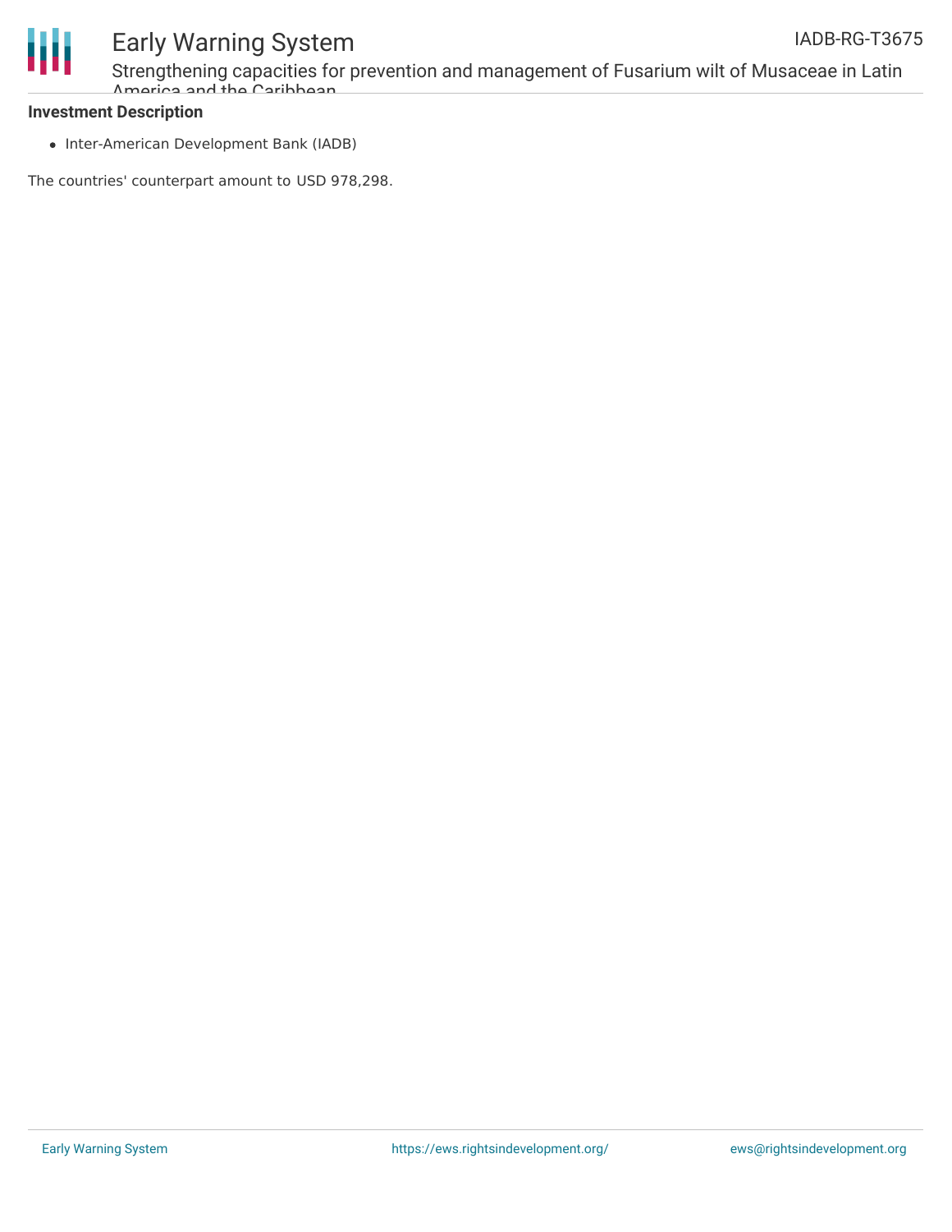## Investment Description

- Inter-American Development Bank (IADB)

The countries' counterpart amount to USD 978,298.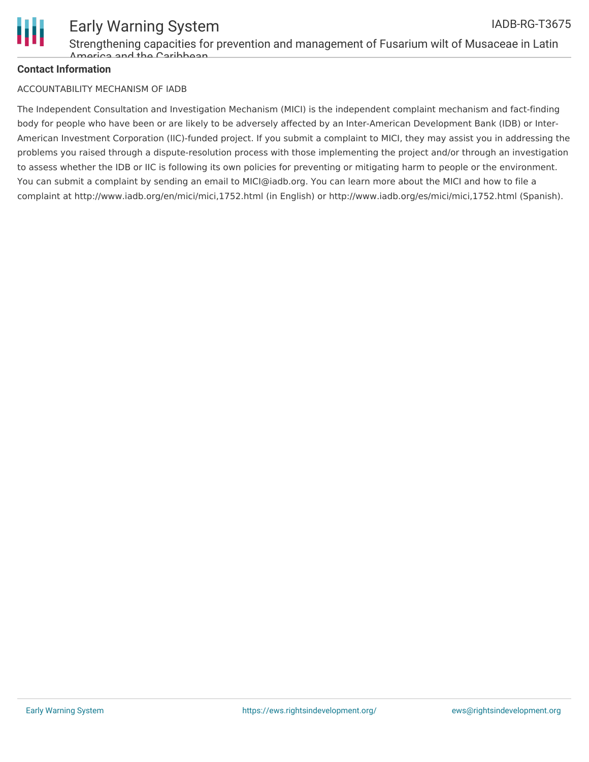**Contact Information**

ACCOUNTABILITY MECHANISM OF IADB

The Independent Consultation and Investigation Mechanism (MICI) is the independent complaint mechanism and fact-finding body for people who have been or are likely to be adversely affected by an Inter-American Development Bank (IDB) or Inter-American Investment Corporation (IIC)-funded project. If you submit a complaint to MICI, they may assist you in addressing the problems you raised through a dispute-resolution process with those implementing the project and/or through an investigation to assess whether the IDB or IIC is following its own policies for preventing or mitigating harm to people or the environment. You can submit a complaint by sending an email to MICI@iadb.org. You can learn more about the MICI and how to file a complaint at http://www.iadb.org/en/mici/mici,1752.html (in English) or http://www.iadb.org/es/mici/mici,1752.html (Spanish).